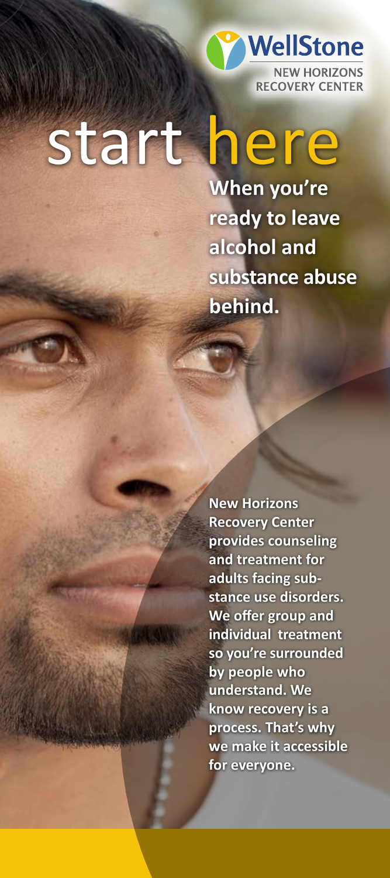WellStone

NEW HORIZONS RECOVERY CENTER

# start here

**When you're ready to leave alcohol and substance abuse behind.**

**New Horizons Recovery Center provides counseling and treatment for adults facing substance use disorders. We offer group and individual treatment so you're surrounded by people who understand. We know recovery is a process. That's why we make it accessible for everyone.**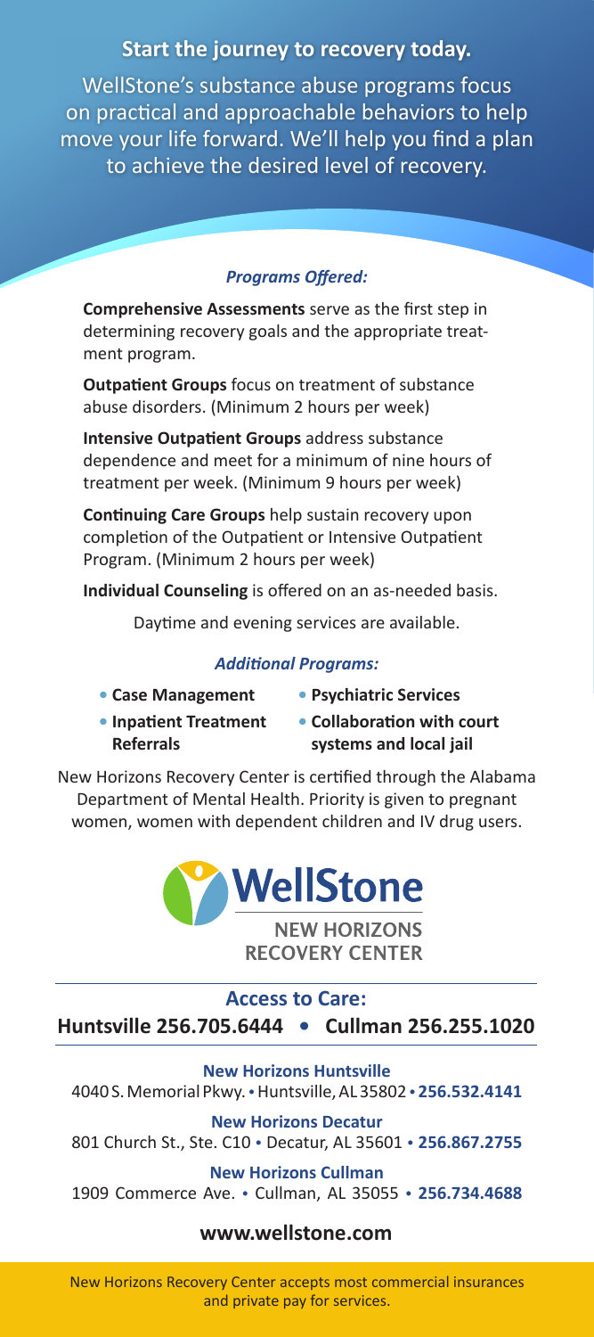## Start the journey to recovery today.

WellStone's substance abuse programs focus on practical and approachable behaviors to help move your life forward. We'll help you find a plan to achieve the desired level of recovery.

### *Programs Offered:*

**Comprehensive Assessments** serve as the first step in determining recovery goals and the appropriate treatment program.

**Outpatient Groups** focus on treatment of substance abuse disorders. (Minimum 2 hours per week)

**Intensive Outpatient Groups** address substance dependence and meet for a minimum of nine hours of treatment per week. (Minimum 9 hours per week)

**Continuing Care Groups** help sustain recovery upon completion of the Outpatient or Intensive Outpatient Program. (Minimum 2 hours per week)

**Individual Counseling** is offered on an as-needed basis.

Daytime and evening services are available.

### *Additional Programs:*

- **Case Management**
- **Inpatient Treatment Referrals**
- **Psychiatric Services**
- **Collaboration with court systems and local jail**

New Horizons Recovery Center is certified through the Alabama Department of Mental Health. Priority is given to pregnant women, women with dependent children and IV drug users.

WellStone

NEW HORIZONS RECOVERY CENTER

## Access to Care:

**Huntsville 256.705.6444 • Cullman 256.255.1020**

**New Horizons Huntsville**
4040 S. Memorial Pkwy. • Huntsville, AL 35802 • **256.532.4141**

**New Horizons Decatur**
801 Church St., Ste. C10 • Decatur, AL 35601 • **256.867.2755**

**New Horizons Cullman**
1909 Commerce Ave. • Cullman, AL 35055 • **256.734.4688**

**www.wellstone.com**

New Horizons Recovery Center accepts most commercial insurances and private pay for services.